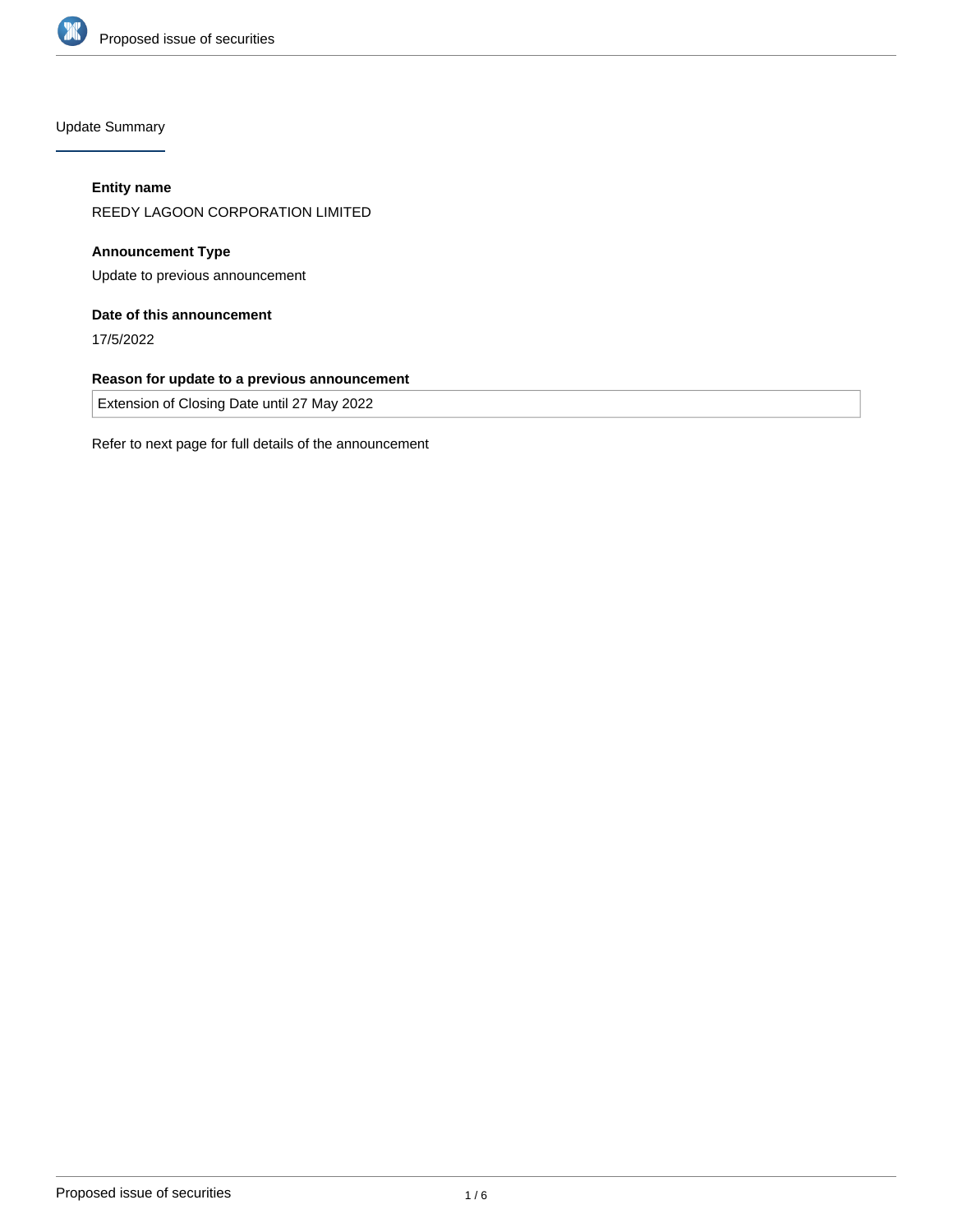## Update Summary

**Entity name**

REEDY LAGOON CORPORATION LIMITED

**Announcement Type**

Update to previous announcement

**Date of this announcement**

17/5/2022

**Reason for update to a previous announcement**

Extension of Closing Date until 27 May 2022

Refer to next page for full details of the announcement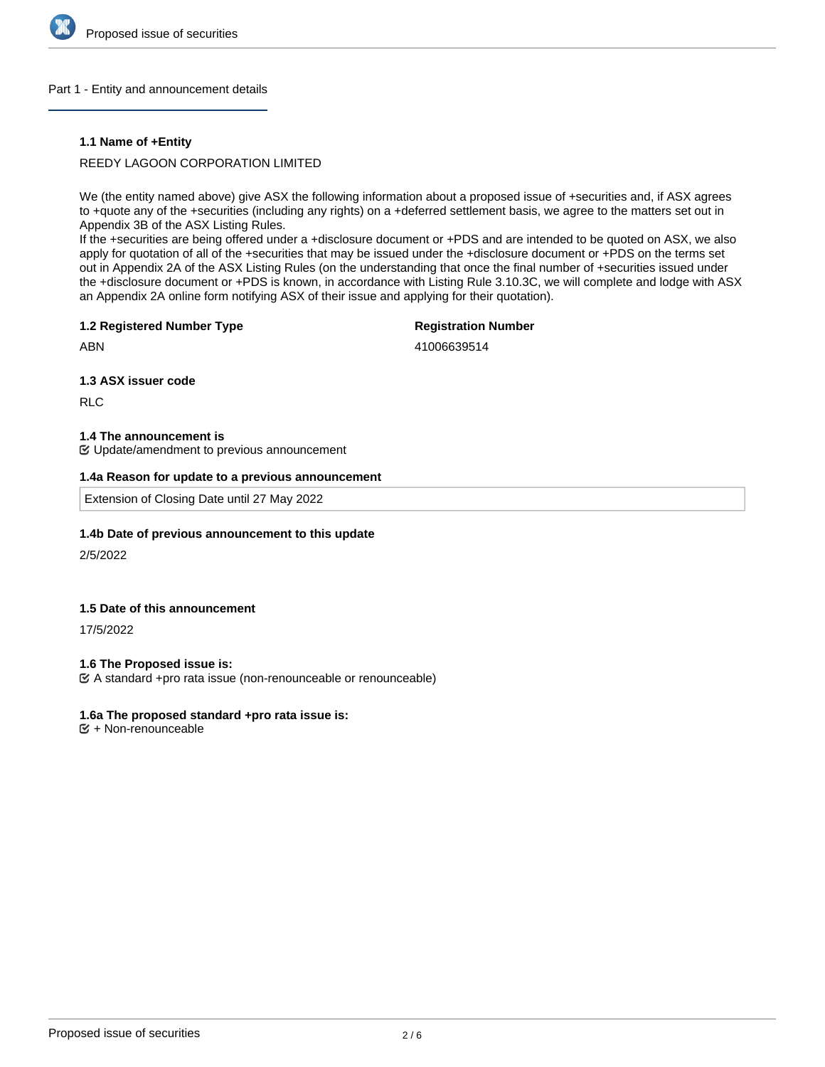## Part 1 - Entity and announcement details

### 1.1 Name of +Entity

REEDY LAGOON CORPORATION LIMITED

We (the entity named above) give ASX the following information about a proposed issue of +securities and, if ASX agrees to +quote any of the +securities (including any rights) on a +deferred settlement basis, we agree to the matters set out in Appendix 3B of the ASX Listing Rules.
If the +securities are being offered under a +disclosure document or +PDS and are intended to be quoted on ASX, we also apply for quotation of all of the +securities that may be issued under the +disclosure document or +PDS on the terms set out in Appendix 2A of the ASX Listing Rules (on the understanding that once the final number of +securities issued under the +disclosure document or +PDS is known, in accordance with Listing Rule 3.10.3C, we will complete and lodge with ASX an Appendix 2A online form notifying ASX of their issue and applying for their quotation).

### 1.2 Registered Number Type

ABN

**Registration Number**

41006639514

### 1.3 ASX issuer code

RLC

### 1.4 The announcement is

☑ Update/amendment to previous announcement

### 1.4a Reason for update to a previous announcement

Extension of Closing Date until 27 May 2022

### 1.4b Date of previous announcement to this update

2/5/2022

### 1.5 Date of this announcement

17/5/2022

### 1.6 The Proposed issue is:

☑ A standard +pro rata issue (non-renounceable or renounceable)

### 1.6a The proposed standard +pro rata issue is:

☑ + Non-renounceable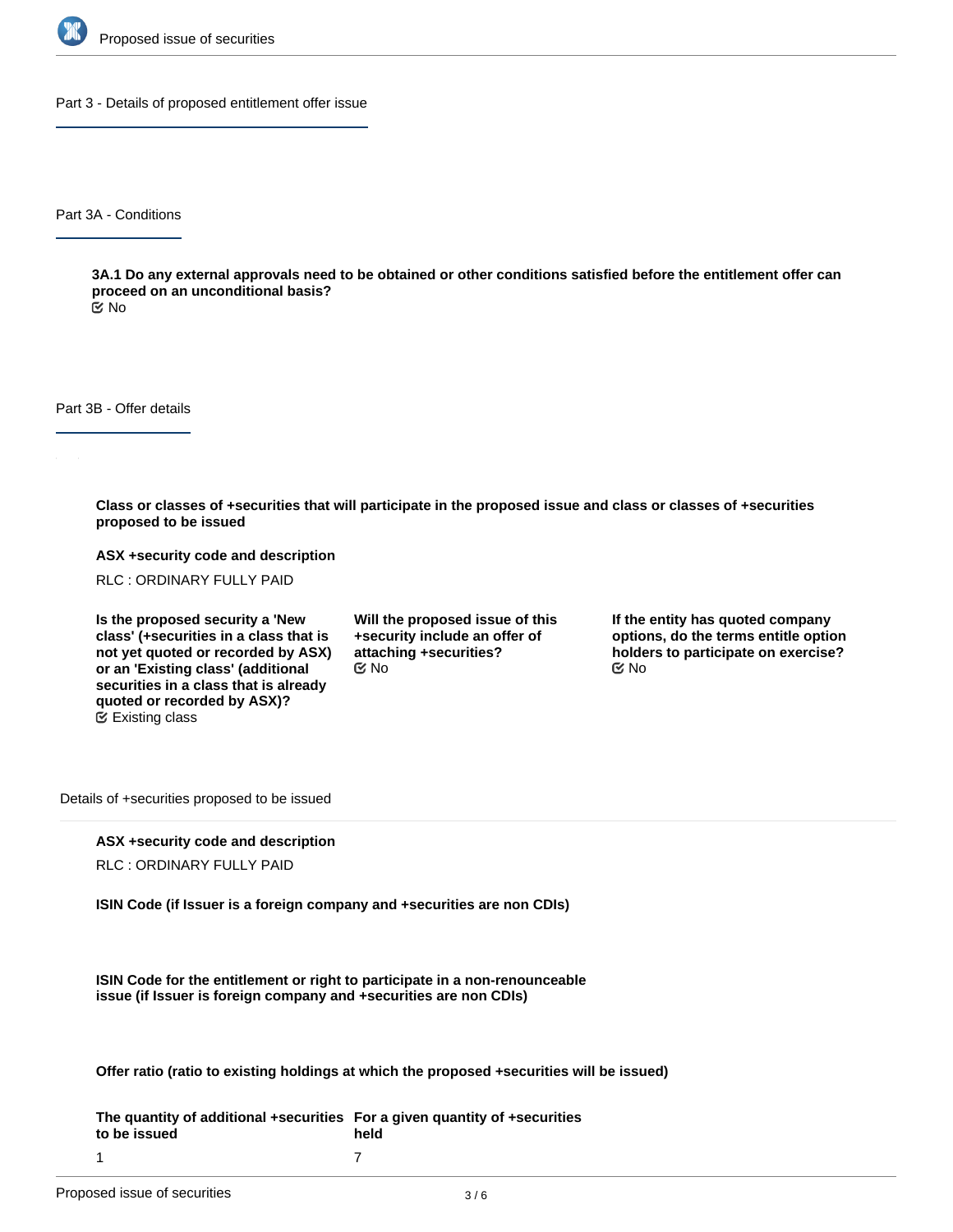## Part 3 - Details of proposed entitlement offer issue

### Part 3A - Conditions

**3A.1 Do any external approvals need to be obtained or other conditions satisfied before the entitlement offer can proceed on an unconditional basis?**
No

### Part 3B - Offer details

**Class or classes of +securities that will participate in the proposed issue and class or classes of +securities proposed to be issued**

**ASX +security code and description**
RLC : ORDINARY FULLY PAID

**Is the proposed security a 'New class' (+securities in a class that is not yet quoted or recorded by ASX) or an 'Existing class' (additional securities in a class that is already quoted or recorded by ASX)?**
Existing class

**Will the proposed issue of this +security include an offer of attaching +securities?**
No

**If the entity has quoted company options, do the terms entitle option holders to participate on exercise?**
No

Details of +securities proposed to be issued

**ASX +security code and description**
RLC : ORDINARY FULLY PAID

**ISIN Code (if Issuer is a foreign company and +securities are non CDIs)**

**ISIN Code for the entitlement or right to participate in a non-renounceable issue (if Issuer is foreign company and +securities are non CDIs)**

**Offer ratio (ratio to existing holdings at which the proposed +securities will be issued)**

| The quantity of additional +securities to be issued | For a given quantity of +securities held |
| --- | --- |
| 1 | 7 |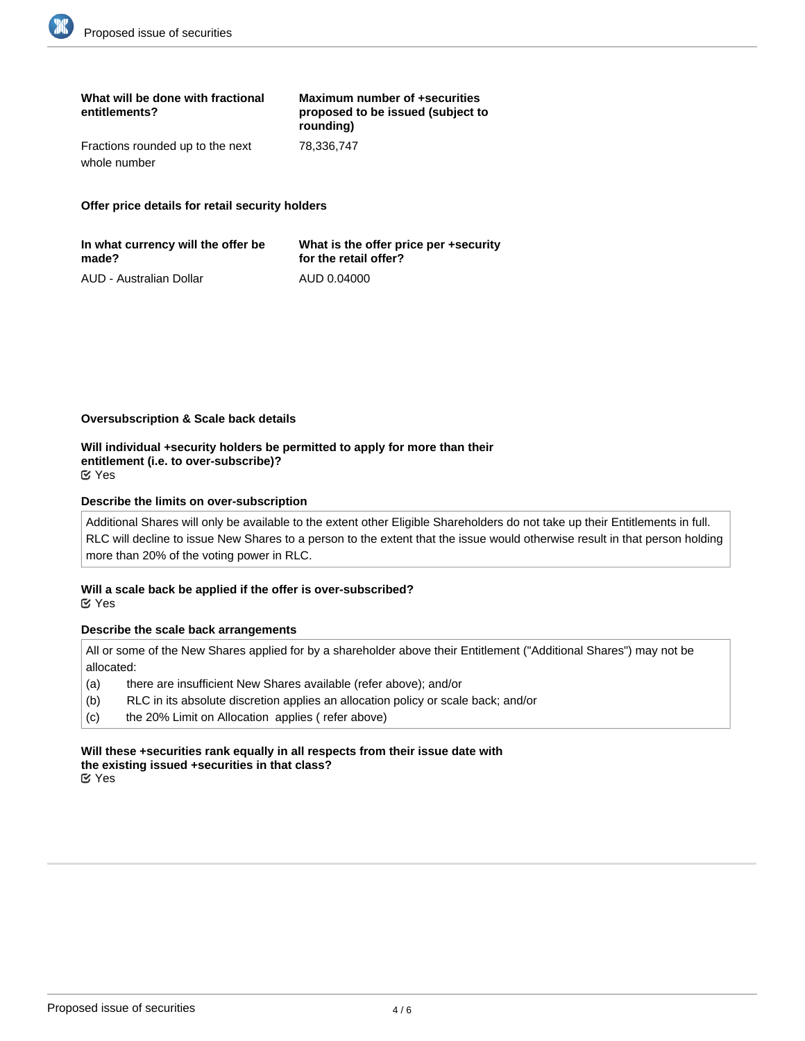| What will be done with fractional entitlements? | Maximum number of +securities proposed to be issued (subject to rounding) |
|---|---|
| Fractions rounded up to the next whole number | 78,336,747 |

**Offer price details for retail security holders**

| In what currency will the offer be made? | What is the offer price per +security for the retail offer? |
|---|---|
| AUD - Australian Dollar | AUD 0.04000 |

**Oversubscription & Scale back details**

**Will individual +security holders be permitted to apply for more than their entitlement (i.e. to over-subscribe)?**
☑ Yes

**Describe the limits on over-subscription**

Additional Shares will only be available to the extent other Eligible Shareholders do not take up their Entitlements in full. RLC will decline to issue New Shares to a person to the extent that the issue would otherwise result in that person holding more than 20% of the voting power in RLC.

**Will a scale back be applied if the offer is over-subscribed?**
☑ Yes

**Describe the scale back arrangements**

All or some of the New Shares applied for by a shareholder above their Entitlement ("Additional Shares") may not be allocated:

(a) there are insufficient New Shares available (refer above); and/or

(b) RLC in its absolute discretion applies an allocation policy or scale back; and/or

(c) the 20% Limit on Allocation applies ( refer above)

**Will these +securities rank equally in all respects from their issue date with the existing issued +securities in that class?**
☑ Yes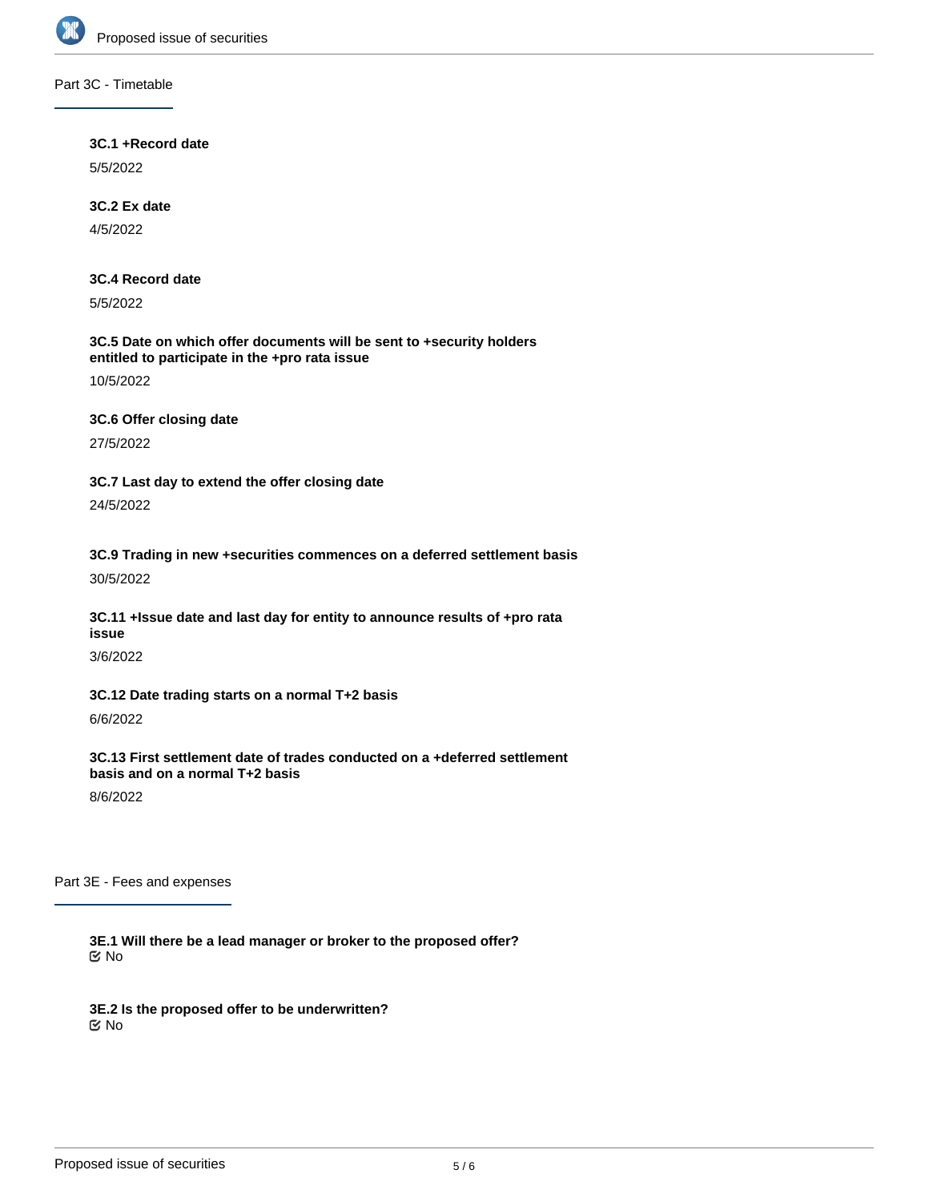## Part 3C - Timetable

**3C.1 +Record date**

5/5/2022

**3C.2 Ex date**

4/5/2022

**3C.4 Record date**

5/5/2022

**3C.5 Date on which offer documents will be sent to +security holders entitled to participate in the +pro rata issue**

10/5/2022

**3C.6 Offer closing date**

27/5/2022

**3C.7 Last day to extend the offer closing date**

24/5/2022

**3C.9 Trading in new +securities commences on a deferred settlement basis**

30/5/2022

**3C.11 +Issue date and last day for entity to announce results of +pro rata issue**

3/6/2022

**3C.12 Date trading starts on a normal T+2 basis**

6/6/2022

**3C.13 First settlement date of trades conducted on a +deferred settlement basis and on a normal T+2 basis**

8/6/2022

## Part 3E - Fees and expenses

**3E.1 Will there be a lead manager or broker to the proposed offer?**

☑ No

**3E.2 Is the proposed offer to be underwritten?**

☑ No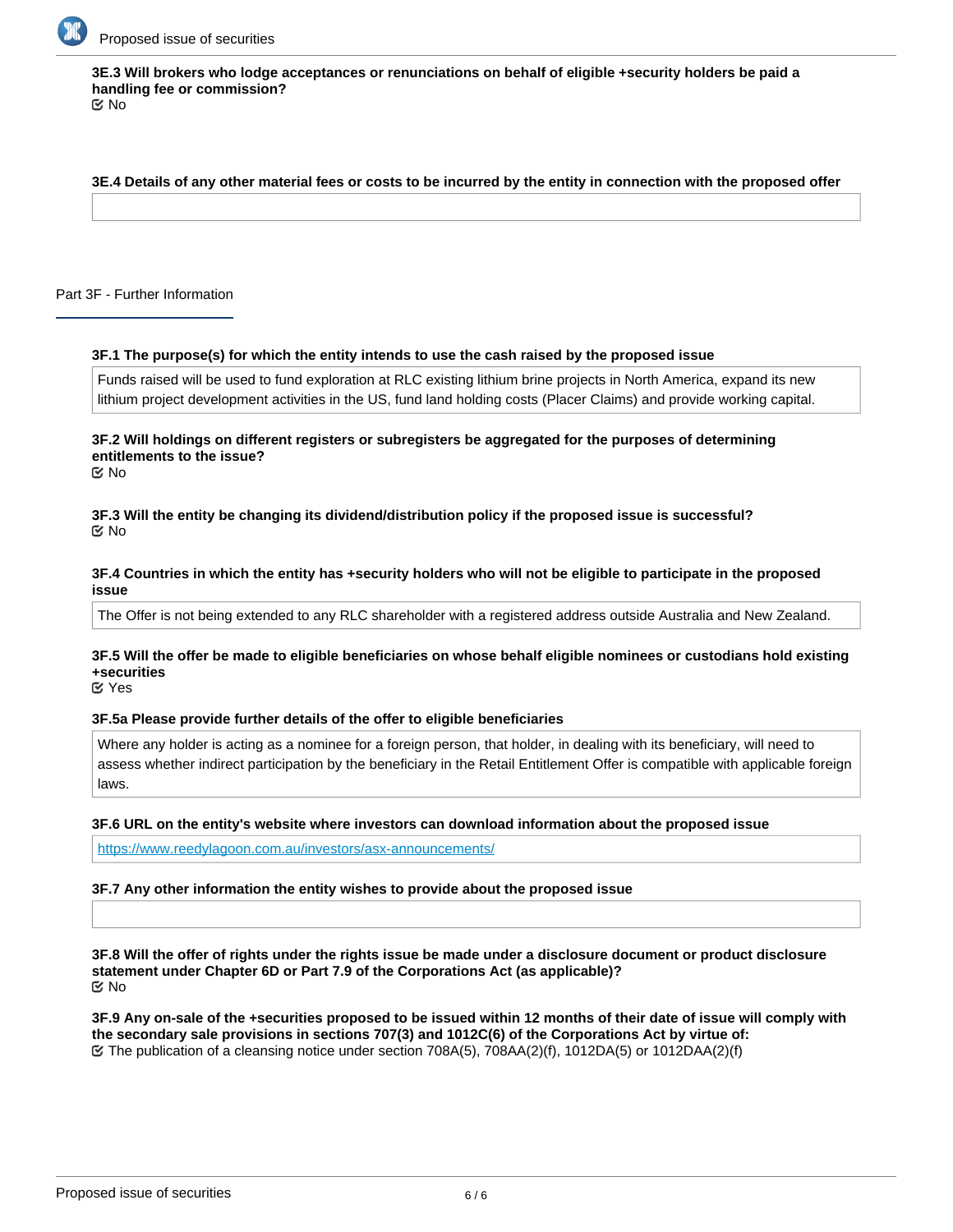**3E.3 Will brokers who lodge acceptances or renunciations on behalf of eligible +security holders be paid a handling fee or commission?**

☑ No

**3E.4 Details of any other material fees or costs to be incurred by the entity in connection with the proposed offer**

## Part 3F - Further Information

**3F.1 The purpose(s) for which the entity intends to use the cash raised by the proposed issue**

Funds raised will be used to fund exploration at RLC existing lithium brine projects in North America, expand its new lithium project development activities in the US, fund land holding costs (Placer Claims) and provide working capital.

**3F.2 Will holdings on different registers or subregisters be aggregated for the purposes of determining entitlements to the issue?**

☑ No

**3F.3 Will the entity be changing its dividend/distribution policy if the proposed issue is successful?**

☑ No

**3F.4 Countries in which the entity has +security holders who will not be eligible to participate in the proposed issue**

The Offer is not being extended to any RLC shareholder with a registered address outside Australia and New Zealand.

**3F.5 Will the offer be made to eligible beneficiaries on whose behalf eligible nominees or custodians hold existing +securities**

☑ Yes

**3F.5a Please provide further details of the offer to eligible beneficiaries**

Where any holder is acting as a nominee for a foreign person, that holder, in dealing with its beneficiary, will need to assess whether indirect participation by the beneficiary in the Retail Entitlement Offer is compatible with applicable foreign laws.

**3F.6 URL on the entity's website where investors can download information about the proposed issue**

https://www.reedylagoon.com.au/investors/asx-announcements/

**3F.7 Any other information the entity wishes to provide about the proposed issue**

**3F.8 Will the offer of rights under the rights issue be made under a disclosure document or product disclosure statement under Chapter 6D or Part 7.9 of the Corporations Act (as applicable)?**

☑ No

**3F.9 Any on-sale of the +securities proposed to be issued within 12 months of their date of issue will comply with the secondary sale provisions in sections 707(3) and 1012C(6) of the Corporations Act by virtue of:**

☑ The publication of a cleansing notice under section 708A(5), 708AA(2)(f), 1012DA(5) or 1012DAA(2)(f)